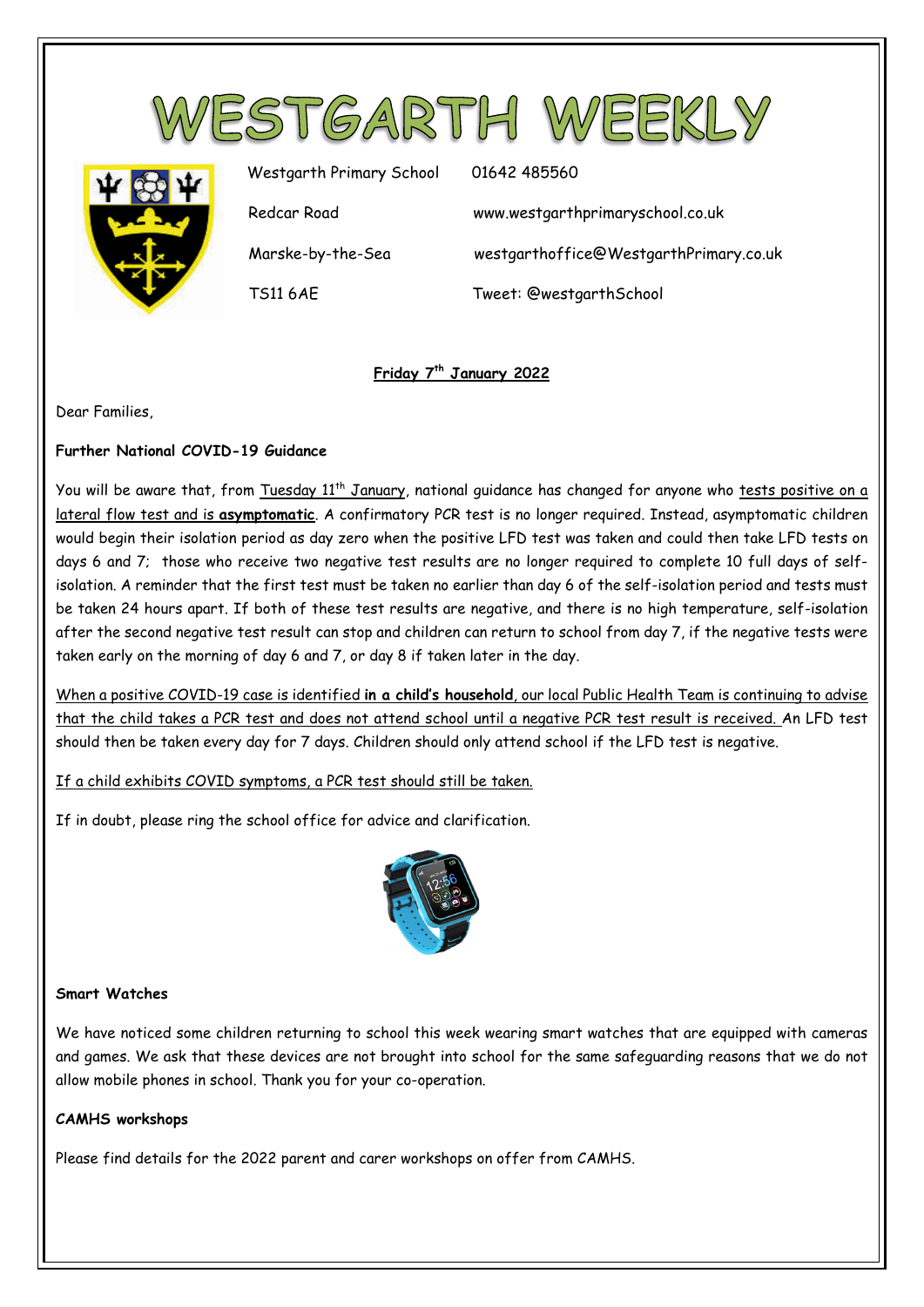# WESTGARTH WEEKLY

Westgarth Primary School
Redcar Road
Marske-by-the-Sea
TS11 6AE

01642 485560
www.westgarthprimaryschool.co.uk
westgarthoffice@WestgarthPrimary.co.uk
Tweet: @westgarthSchool

**Friday 7th January 2022**

Dear Families,

**Further National COVID-19 Guidance**

You will be aware that, from Tuesday 11th January, national guidance has changed for anyone who tests positive on a lateral flow test and is **asymptomatic**. A confirmatory PCR test is no longer required. Instead, asymptomatic children would begin their isolation period as day zero when the positive LFD test was taken and could then take LFD tests on days 6 and 7; those who receive two negative test results are no longer required to complete 10 full days of self-isolation. A reminder that the first test must be taken no earlier than day 6 of the self-isolation period and tests must be taken 24 hours apart. If both of these test results are negative, and there is no high temperature, self-isolation after the second negative test result can stop and children can return to school from day 7, if the negative tests were taken early on the morning of day 6 and 7, or day 8 if taken later in the day.

When a positive COVID-19 case is identified **in a child's household**, our local Public Health Team is continuing to advise that the child takes a PCR test and does not attend school until a negative PCR test result is received. An LFD test should then be taken every day for 7 days. Children should only attend school if the LFD test is negative.

If a child exhibits COVID symptoms, a PCR test should still be taken.

If in doubt, please ring the school office for advice and clarification.

**Smart Watches**

We have noticed some children returning to school this week wearing smart watches that are equipped with cameras and games. We ask that these devices are not brought into school for the same safeguarding reasons that we do not allow mobile phones in school. Thank you for your co-operation.

**CAMHS workshops**

Please find details for the 2022 parent and carer workshops on offer from CAMHS.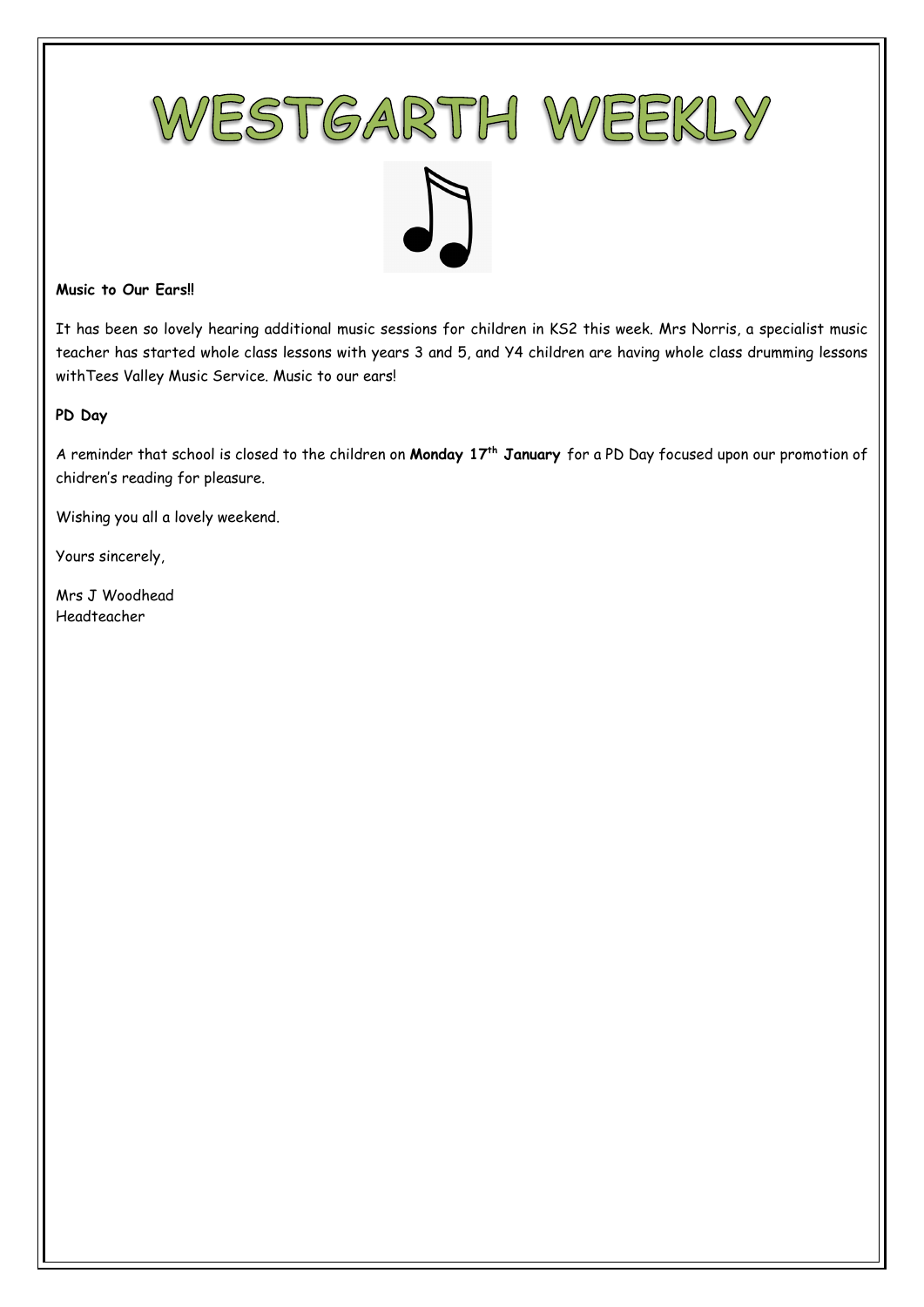# WESTGARTH WEEKLY

**Music to Our Ears!!**

It has been so lovely hearing additional music sessions for children in KS2 this week. Mrs Norris, a specialist music teacher has started whole class lessons with years 3 and 5, and Y4 children are having whole class drumming lessons withTees Valley Music Service. Music to our ears!

**PD Day**

A reminder that school is closed to the children on **Monday 17th January** for a PD Day focused upon our promotion of chidren's reading for pleasure.

Wishing you all a lovely weekend.

Yours sincerely,

Mrs J Woodhead
Headteacher